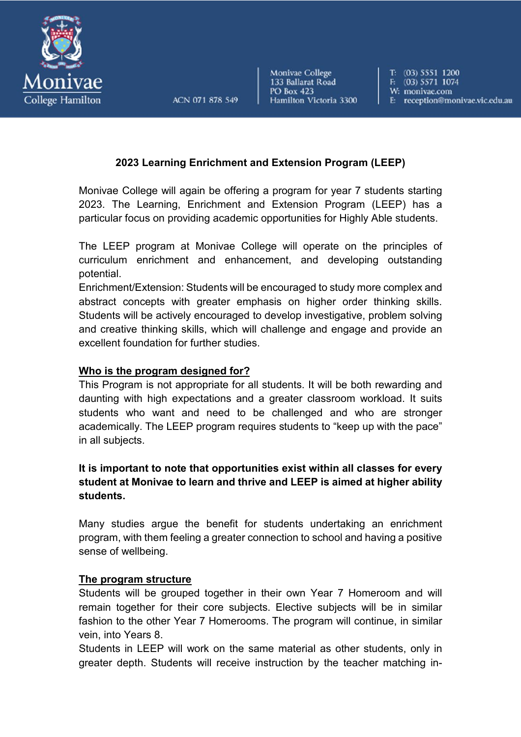Monivae College Hamilton

ACN 071 878 549

Monivae College
133 Ballarat Road
PO Box 423
Hamilton Victoria 3300

T: (03) 5551 1200
F: (03) 5571 1074
W: monivae.com
E: reception@monivae.vic.edu.au

## 2023 Learning Enrichment and Extension Program (LEEP)

Monivae College will again be offering a program for year 7 students starting 2023. The Learning, Enrichment and Extension Program (LEEP) has a particular focus on providing academic opportunities for Highly Able students.

The LEEP program at Monivae College will operate on the principles of curriculum enrichment and enhancement, and developing outstanding potential.

Enrichment/Extension: Students will be encouraged to study more complex and abstract concepts with greater emphasis on higher order thinking skills. Students will be actively encouraged to develop investigative, problem solving and creative thinking skills, which will challenge and engage and provide an excellent foundation for further studies.

### Who is the program designed for?

This Program is not appropriate for all students. It will be both rewarding and daunting with high expectations and a greater classroom workload. It suits students who want and need to be challenged and who are stronger academically. The LEEP program requires students to “keep up with the pace” in all subjects.

**It is important to note that opportunities exist within all classes for every student at Monivae to learn and thrive and LEEP is aimed at higher ability students.**

Many studies argue the benefit for students undertaking an enrichment program, with them feeling a greater connection to school and having a positive sense of wellbeing.

### The program structure

Students will be grouped together in their own Year 7 Homeroom and will remain together for their core subjects. Elective subjects will be in similar fashion to the other Year 7 Homerooms. The program will continue, in similar vein, into Years 8.

Students in LEEP will work on the same material as other students, only in greater depth. Students will receive instruction by the teacher matching in-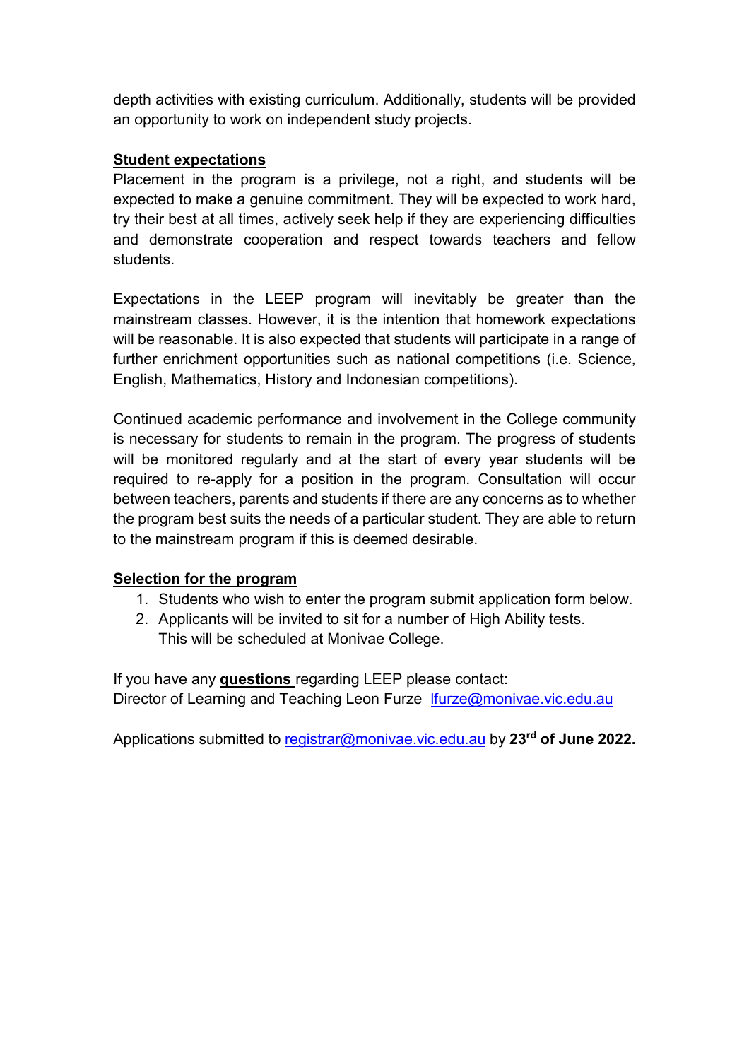depth activities with existing curriculum. Additionally, students will be provided an opportunity to work on independent study projects.

**Student expectations**

Placement in the program is a privilege, not a right, and students will be expected to make a genuine commitment. They will be expected to work hard, try their best at all times, actively seek help if they are experiencing difficulties and demonstrate cooperation and respect towards teachers and fellow students.

Expectations in the LEEP program will inevitably be greater than the mainstream classes. However, it is the intention that homework expectations will be reasonable. It is also expected that students will participate in a range of further enrichment opportunities such as national competitions (i.e. Science, English, Mathematics, History and Indonesian competitions).

Continued academic performance and involvement in the College community is necessary for students to remain in the program. The progress of students will be monitored regularly and at the start of every year students will be required to re-apply for a position in the program. Consultation will occur between teachers, parents and students if there are any concerns as to whether the program best suits the needs of a particular student. They are able to return to the mainstream program if this is deemed desirable.

**Selection for the program**

1. Students who wish to enter the program submit application form below.
2. Applicants will be invited to sit for a number of High Ability tests. This will be scheduled at Monivae College.

If you have any **questions** regarding LEEP please contact:
Director of Learning and Teaching Leon Furze lfurze@monivae.vic.edu.au

Applications submitted to registrar@monivae.vic.edu.au by **23rd of June 2022.**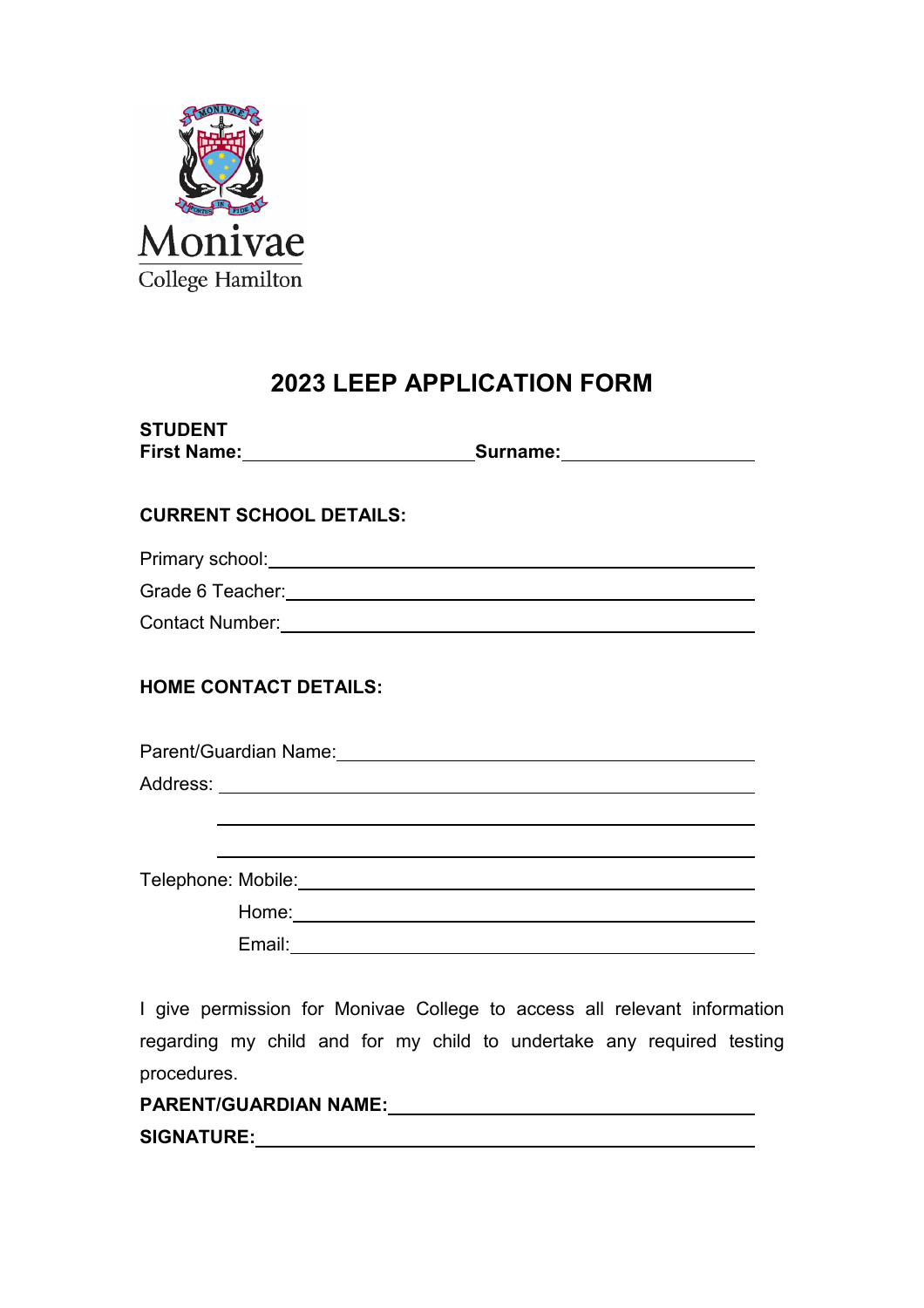Monivae
College Hamilton

# 2023 LEEP APPLICATION FORM

**STUDENT**
**First Name:**\_\_\_\_\_\_\_\_\_\_\_\_\_\_\_\_\_\_\_\_ **Surname:**\_\_\_\_\_\_\_\_\_\_\_\_\_\_\_\_\_\_\_\_

**CURRENT SCHOOL DETAILS:**

Primary school:\_\_\_\_\_\_\_\_\_\_\_\_\_\_\_\_\_\_\_\_\_\_\_\_\_\_\_\_\_\_\_\_\_\_\_\_\_\_\_\_

Grade 6 Teacher:\_\_\_\_\_\_\_\_\_\_\_\_\_\_\_\_\_\_\_\_\_\_\_\_\_\_\_\_\_\_\_\_\_\_\_\_\_\_\_\_

Contact Number:\_\_\_\_\_\_\_\_\_\_\_\_\_\_\_\_\_\_\_\_\_\_\_\_\_\_\_\_\_\_\_\_\_\_\_\_\_\_\_\_

**HOME CONTACT DETAILS:**

Parent/Guardian Name:\_\_\_\_\_\_\_\_\_\_\_\_\_\_\_\_\_\_\_\_\_\_\_\_\_\_\_\_\_\_\_\_\_\_\_\_

Address: \_\_\_\_\_\_\_\_\_\_\_\_\_\_\_\_\_\_\_\_\_\_\_\_\_\_\_\_\_\_\_\_\_\_\_\_\_\_\_\_\_\_\_\_\_\_

\_\_\_\_\_\_\_\_\_\_\_\_\_\_\_\_\_\_\_\_\_\_\_\_\_\_\_\_\_\_\_\_\_\_\_\_\_\_\_\_\_\_\_\_\_\_

\_\_\_\_\_\_\_\_\_\_\_\_\_\_\_\_\_\_\_\_\_\_\_\_\_\_\_\_\_\_\_\_\_\_\_\_\_\_\_\_\_\_\_\_\_\_

Telephone: Mobile:\_\_\_\_\_\_\_\_\_\_\_\_\_\_\_\_\_\_\_\_\_\_\_\_\_\_\_\_\_\_\_\_\_\_\_\_\_\_\_\_

Home:\_\_\_\_\_\_\_\_\_\_\_\_\_\_\_\_\_\_\_\_\_\_\_\_\_\_\_\_\_\_\_\_\_\_\_\_\_\_\_\_

Email:\_\_\_\_\_\_\_\_\_\_\_\_\_\_\_\_\_\_\_\_\_\_\_\_\_\_\_\_\_\_\_\_\_\_\_\_\_\_\_\_

I give permission for Monivae College to access all relevant information regarding my child and for my child to undertake any required testing procedures.

**PARENT/GUARDIAN NAME:**\_\_\_\_\_\_\_\_\_\_\_\_\_\_\_\_\_\_\_\_\_\_\_\_\_\_\_\_\_\_\_\_\_\_\_\_

**SIGNATURE:**\_\_\_\_\_\_\_\_\_\_\_\_\_\_\_\_\_\_\_\_\_\_\_\_\_\_\_\_\_\_\_\_\_\_\_\_\_\_\_\_\_\_\_\_